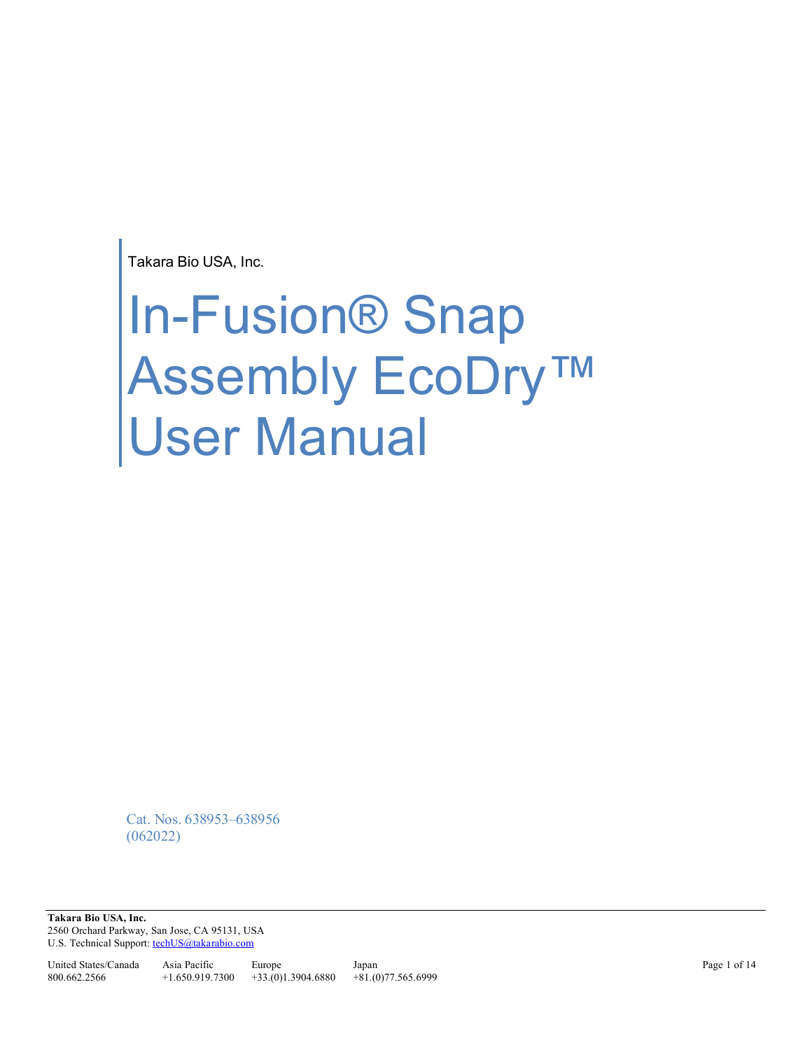Takara Bio USA, Inc.

# In-Fusion® Snap Assembly EcoDry™ User Manual

Cat. Nos. 638953–638956
(062022)

**Takara Bio USA, Inc.**
2560 Orchard Parkway, San Jose, CA 95131, USA
U.S. Technical Support: techUS@takarabio.com

| United States/Canada | Asia Pacific | Europe | Japan |
|---|---|---|---|
| 800.662.2566 | +1.650.919.7300 | +33.(0)1.3904.6880 | +81.(0)77.565.6999 |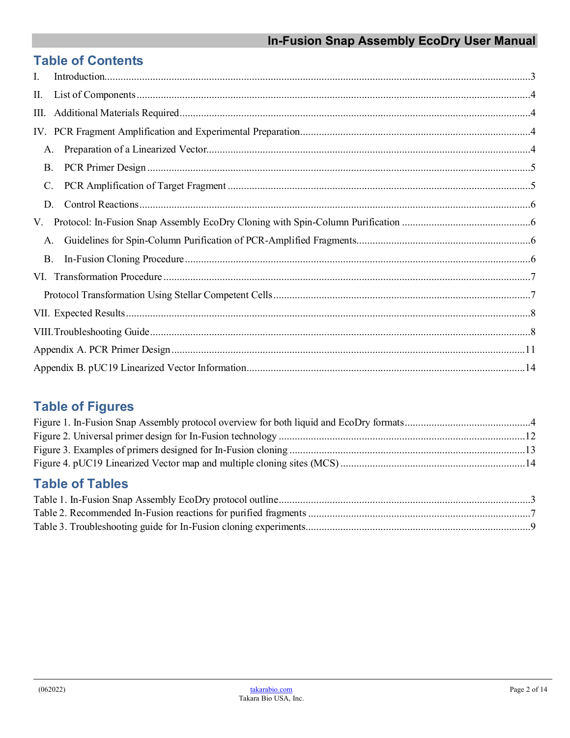# Table of Contents

I. Introduction.....3

II. List of Components.....4

III. Additional Materials Required.....4

IV. PCR Fragment Amplification and Experimental Preparation.....4

- A. Preparation of a Linearized Vector.....4
- B. PCR Primer Design.....5
- C. PCR Amplification of Target Fragment.....5
- D. Control Reactions.....6

V. Protocol: In-Fusion Snap Assembly EcoDry Cloning with Spin-Column Purification.....6

- A. Guidelines for Spin-Column Purification of PCR-Amplified Fragments.....6
- B. In-Fusion Cloning Procedure.....6

VI. Transformation Procedure.....7

- Protocol Transformation Using Stellar Competent Cells.....7

VII. Expected Results.....8

VIII. Troubleshooting Guide.....8

Appendix A. PCR Primer Design.....11

Appendix B. pUC19 Linearized Vector Information.....14

# Table of Figures

Figure 1. In-Fusion Snap Assembly protocol overview for both liquid and EcoDry formats.....4

Figure 2. Universal primer design for In-Fusion technology.....12

Figure 3. Examples of primers designed for In-Fusion cloning.....13

Figure 4. pUC19 Linearized Vector map and multiple cloning sites (MCS).....14

# Table of Tables

Table 1. In-Fusion Snap Assembly EcoDry protocol outline.....3

Table 2. Recommended In-Fusion reactions for purified fragments.....7

Table 3. Troubleshooting guide for In-Fusion cloning experiments.....9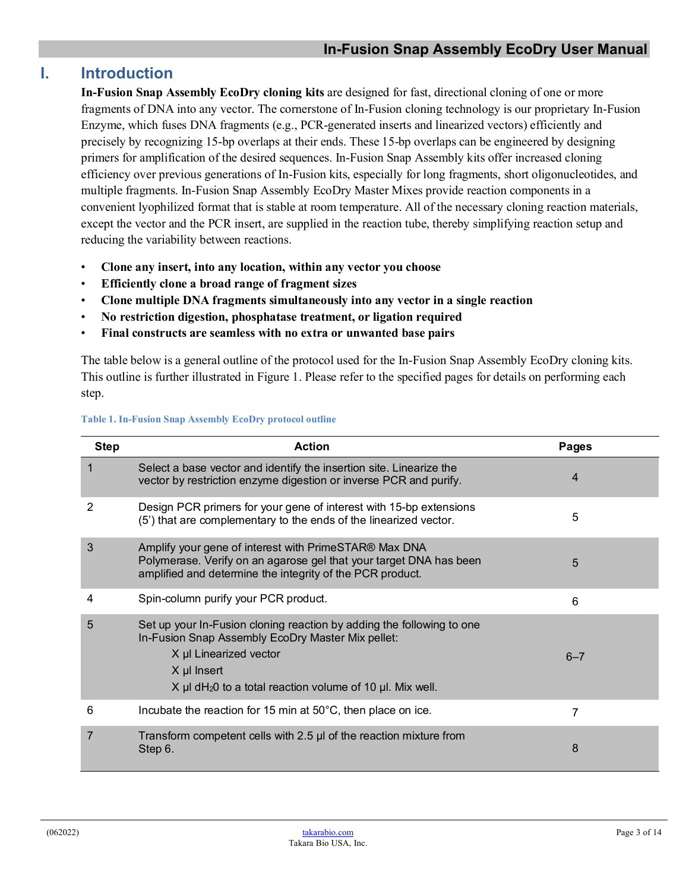# I. Introduction

**In-Fusion Snap Assembly EcoDry cloning kits** are designed for fast, directional cloning of one or more fragments of DNA into any vector. The cornerstone of In-Fusion cloning technology is our proprietary In-Fusion Enzyme, which fuses DNA fragments (e.g., PCR-generated inserts and linearized vectors) efficiently and precisely by recognizing 15-bp overlaps at their ends. These 15-bp overlaps can be engineered by designing primers for amplification of the desired sequences. In-Fusion Snap Assembly kits offer increased cloning efficiency over previous generations of In-Fusion kits, especially for long fragments, short oligonucleotides, and multiple fragments. In-Fusion Snap Assembly EcoDry Master Mixes provide reaction components in a convenient lyophilized format that is stable at room temperature. All of the necessary cloning reaction materials, except the vector and the PCR insert, are supplied in the reaction tube, thereby simplifying reaction setup and reducing the variability between reactions.

- **Clone any insert, into any location, within any vector you choose**
- **Efficiently clone a broad range of fragment sizes**
- **Clone multiple DNA fragments simultaneously into any vector in a single reaction**
- **No restriction digestion, phosphatase treatment, or ligation required**
- **Final constructs are seamless with no extra or unwanted base pairs**

The table below is a general outline of the protocol used for the In-Fusion Snap Assembly EcoDry cloning kits. This outline is further illustrated in Figure 1. Please refer to the specified pages for details on performing each step.

**Table 1. In-Fusion Snap Assembly EcoDry protocol outline**

| Step | Action | Pages |
|---|---|---|
| 1 | Select a base vector and identify the insertion site. Linearize the vector by restriction enzyme digestion or inverse PCR and purify. | 4 |
| 2 | Design PCR primers for your gene of interest with 15-bp extensions (5') that are complementary to the ends of the linearized vector. | 5 |
| 3 | Amplify your gene of interest with PrimeSTAR® Max DNA Polymerase. Verify on an agarose gel that your target DNA has been amplified and determine the integrity of the PCR product. | 5 |
| 4 | Spin-column purify your PCR product. | 6 |
| 5 | Set up your In-Fusion cloning reaction by adding the following to one In-Fusion Snap Assembly EcoDry Master Mix pellet:<br>X µl Linearized vector<br>X µl Insert<br>X µl $dH_2O$ to a total reaction volume of 10 µl. Mix well. | 6–7 |
| 6 | Incubate the reaction for 15 min at 50°C, then place on ice. | 7 |
| 7 | Transform competent cells with 2.5 µl of the reaction mixture from Step 6. | 8 |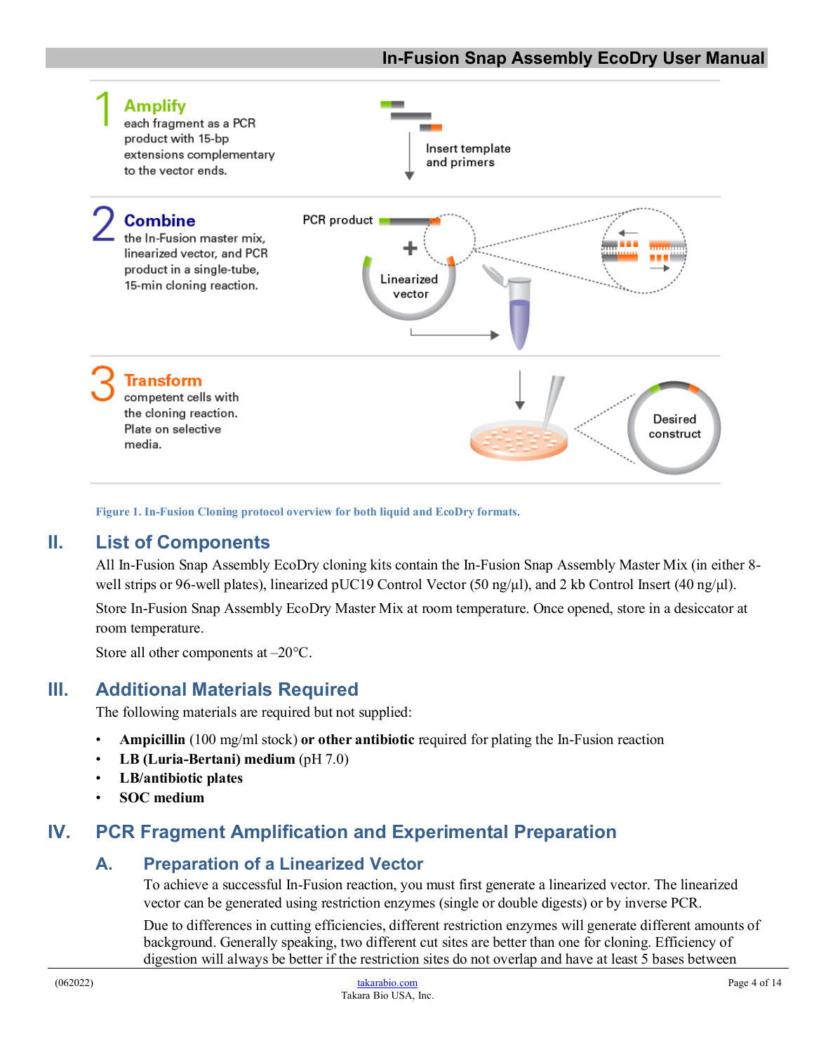**1 Amplify** each fragment as a PCR product with 15-bp extensions complementary to the vector ends.

Insert template and primers

**2 Combine** the In-Fusion master mix, linearized vector, and PCR product in a single-tube, 15-min cloning reaction.

PCR product

Linearized vector

**3 Transform** competent cells with the cloning reaction. Plate on selective media.

Desired construct

**Figure 1. In-Fusion Cloning protocol overview for both liquid and EcoDry formats.**

## II. List of Components

All In-Fusion Snap Assembly EcoDry cloning kits contain the In-Fusion Snap Assembly Master Mix (in either 8-well strips or 96-well plates), linearized pUC19 Control Vector (50 ng/µl), and 2 kb Control Insert (40 ng/µl).

Store In-Fusion Snap Assembly EcoDry Master Mix at room temperature. Once opened, store in a desiccator at room temperature.

Store all other components at –20°C.

## III. Additional Materials Required

The following materials are required but not supplied:

- **Ampicillin** (100 mg/ml stock) **or other antibiotic** required for plating the In-Fusion reaction
- **LB (Luria-Bertani) medium** (pH 7.0)
- **LB/antibiotic plates**
- **SOC medium**

## IV. PCR Fragment Amplification and Experimental Preparation

### A. Preparation of a Linearized Vector

To achieve a successful In-Fusion reaction, you must first generate a linearized vector. The linearized vector can be generated using restriction enzymes (single or double digests) or by inverse PCR.

Due to differences in cutting efficiencies, different restriction enzymes will generate different amounts of background. Generally speaking, two different cut sites are better than one for cloning. Efficiency of digestion will always be better if the restriction sites do not overlap and have at least 5 bases between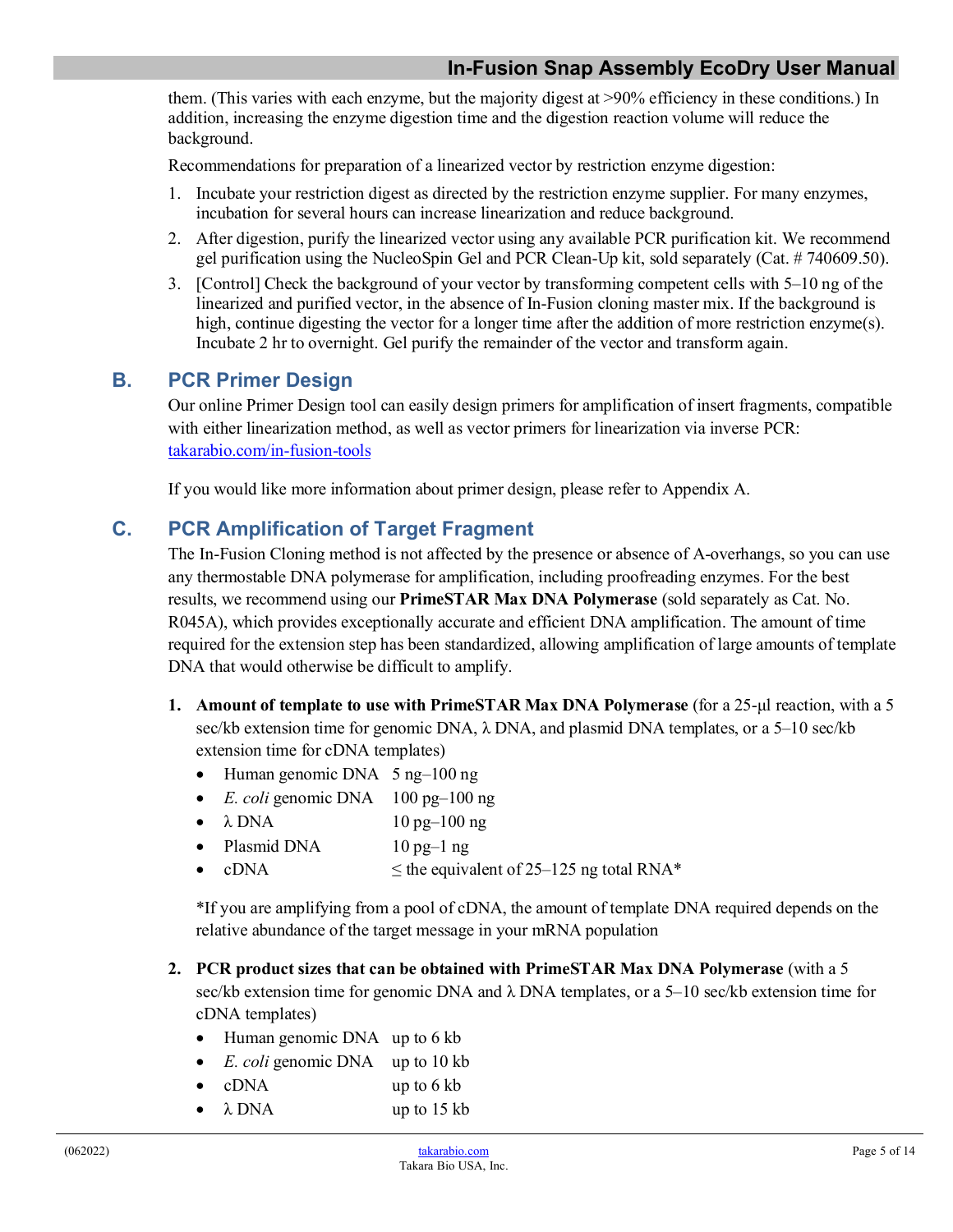them. (This varies with each enzyme, but the majority digest at >90% efficiency in these conditions.) In addition, increasing the enzyme digestion time and the digestion reaction volume will reduce the background.

Recommendations for preparation of a linearized vector by restriction enzyme digestion:

1. Incubate your restriction digest as directed by the restriction enzyme supplier. For many enzymes, incubation for several hours can increase linearization and reduce background.
2. After digestion, purify the linearized vector using any available PCR purification kit. We recommend gel purification using the NucleoSpin Gel and PCR Clean-Up kit, sold separately (Cat. # 740609.50).
3. [Control] Check the background of your vector by transforming competent cells with 5–10 ng of the linearized and purified vector, in the absence of In-Fusion cloning master mix. If the background is high, continue digesting the vector for a longer time after the addition of more restriction enzyme(s). Incubate 2 hr to overnight. Gel purify the remainder of the vector and transform again.

## B. PCR Primer Design

Our online Primer Design tool can easily design primers for amplification of insert fragments, compatible with either linearization method, as well as vector primers for linearization via inverse PCR: [takarabio.com/in-fusion-tools](takarabio.com/in-fusion-tools)

If you would like more information about primer design, please refer to Appendix A.

## C. PCR Amplification of Target Fragment

The In-Fusion Cloning method is not affected by the presence or absence of A-overhangs, so you can use any thermostable DNA polymerase for amplification, including proofreading enzymes. For the best results, we recommend using our **PrimeSTAR Max DNA Polymerase** (sold separately as Cat. No. R045A), which provides exceptionally accurate and efficient DNA amplification. The amount of time required for the extension step has been standardized, allowing amplification of large amounts of template DNA that would otherwise be difficult to amplify.

1. **Amount of template to use with PrimeSTAR Max DNA Polymerase** (for a 25-µl reaction, with a 5 sec/kb extension time for genomic DNA, λ DNA, and plasmid DNA templates, or a 5–10 sec/kb extension time for cDNA templates)
   - Human genomic DNA 5 ng–100 ng
   - *E. coli* genomic DNA 100 pg–100 ng
   - λ DNA 10 pg–100 ng
   - Plasmid DNA 10 pg–1 ng
   - cDNA ≤ the equivalent of 25–125 ng total RNA*

   *If you are amplifying from a pool of cDNA, the amount of template DNA required depends on the relative abundance of the target message in your mRNA population

2. **PCR product sizes that can be obtained with PrimeSTAR Max DNA Polymerase** (with a 5 sec/kb extension time for genomic DNA and λ DNA templates, or a 5–10 sec/kb extension time for cDNA templates)
   - Human genomic DNA up to 6 kb
   - *E. coli* genomic DNA up to 10 kb
   - cDNA up to 6 kb
   - λ DNA up to 15 kb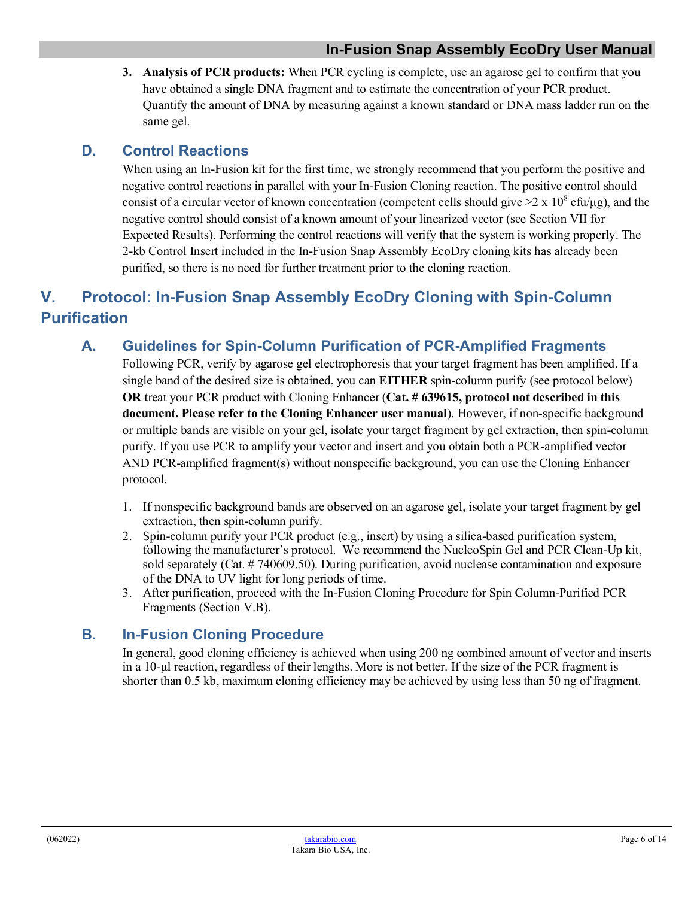3. **Analysis of PCR products:** When PCR cycling is complete, use an agarose gel to confirm that you have obtained a single DNA fragment and to estimate the concentration of your PCR product. Quantify the amount of DNA by measuring against a known standard or DNA mass ladder run on the same gel.

### D. Control Reactions

When using an In-Fusion kit for the first time, we strongly recommend that you perform the positive and negative control reactions in parallel with your In-Fusion Cloning reaction. The positive control should consist of a circular vector of known concentration (competent cells should give >2 x $10^8$ cfu/µg), and the negative control should consist of a known amount of your linearized vector (see Section VII for Expected Results). Performing the control reactions will verify that the system is working properly. The 2-kb Control Insert included in the In-Fusion Snap Assembly EcoDry cloning kits has already been purified, so there is no need for further treatment prior to the cloning reaction.

## V. Protocol: In-Fusion Snap Assembly EcoDry Cloning with Spin-Column Purification

### A. Guidelines for Spin-Column Purification of PCR-Amplified Fragments

Following PCR, verify by agarose gel electrophoresis that your target fragment has been amplified. If a single band of the desired size is obtained, you can **EITHER** spin-column purify (see protocol below) **OR** treat your PCR product with Cloning Enhancer (**Cat. # 639615, protocol not described in this document. Please refer to the Cloning Enhancer user manual**). However, if non-specific background or multiple bands are visible on your gel, isolate your target fragment by gel extraction, then spin-column purify. If you use PCR to amplify your vector and insert and you obtain both a PCR-amplified vector AND PCR-amplified fragment(s) without nonspecific background, you can use the Cloning Enhancer protocol.

1. If nonspecific background bands are observed on an agarose gel, isolate your target fragment by gel extraction, then spin-column purify.
2. Spin-column purify your PCR product (e.g., insert) by using a silica-based purification system, following the manufacturer's protocol. We recommend the NucleoSpin Gel and PCR Clean-Up kit, sold separately (Cat. # 740609.50). During purification, avoid nuclease contamination and exposure of the DNA to UV light for long periods of time.
3. After purification, proceed with the In-Fusion Cloning Procedure for Spin Column-Purified PCR Fragments (Section V.B).

### B. In-Fusion Cloning Procedure

In general, good cloning efficiency is achieved when using 200 ng combined amount of vector and inserts in a 10-µl reaction, regardless of their lengths. More is not better. If the size of the PCR fragment is shorter than 0.5 kb, maximum cloning efficiency may be achieved by using less than 50 ng of fragment.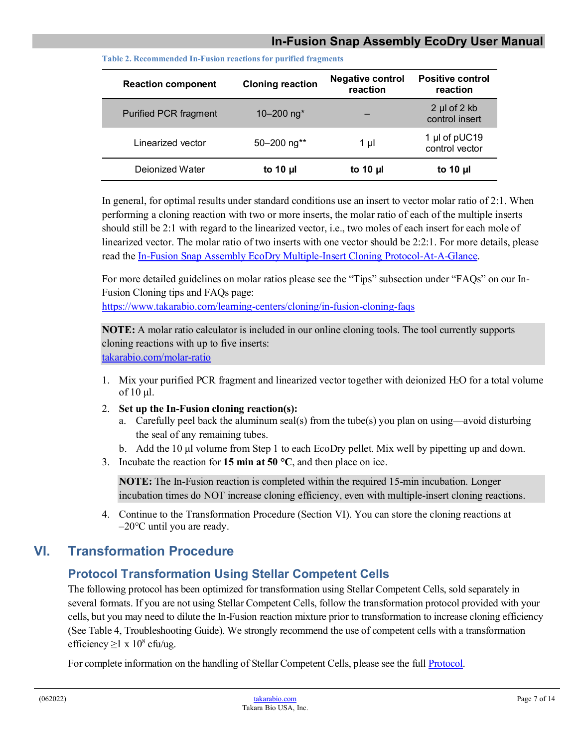**Table 2. Recommended In-Fusion reactions for purified fragments**

| Reaction component | Cloning reaction | Negative control reaction | Positive control reaction |
|---|---|---|---|
| Purified PCR fragment | 10–200 ng* | – | 2 µl of 2 kb control insert |
| Linearized vector | 50–200 ng** | 1 µl | 1 µl of pUC19 control vector |
| Deionized Water | **to 10 µl** | **to 10 µl** | **to 10 µl** |

In general, for optimal results under standard conditions use an insert to vector molar ratio of 2:1. When performing a cloning reaction with two or more inserts, the molar ratio of each of the multiple inserts should still be 2:1 with regard to the linearized vector, i.e., two moles of each insert for each mole of linearized vector. The molar ratio of two inserts with one vector should be 2:2:1. For more details, please read the In-Fusion Snap Assembly EcoDry Multiple-Insert Cloning Protocol-At-A-Glance.

For more detailed guidelines on molar ratios please see the "Tips" subsection under "FAQs" on our In-Fusion Cloning tips and FAQs page:
https://www.takarabio.com/learning-centers/cloning/in-fusion-cloning-faqs

**NOTE:** A molar ratio calculator is included in our online cloning tools. The tool currently supports cloning reactions with up to five inserts:
takarabio.com/molar-ratio

1. Mix your purified PCR fragment and linearized vector together with deionized $H_2O$ for a total volume of 10 µl.
2. **Set up the In-Fusion cloning reaction(s):**
   a. Carefully peel back the aluminum seal(s) from the tube(s) you plan on using—avoid disturbing the seal of any remaining tubes.
   b. Add the 10 µl volume from Step 1 to each EcoDry pellet. Mix well by pipetting up and down.
3. Incubate the reaction for **15 min at 50 °C**, and then place on ice.

   **NOTE:** The In-Fusion reaction is completed within the required 15-min incubation. Longer incubation times do NOT increase cloning efficiency, even with multiple-insert cloning reactions.

4. Continue to the Transformation Procedure (Section VI). You can store the cloning reactions at –20°C until you are ready.

# VI. Transformation Procedure

## Protocol Transformation Using Stellar Competent Cells

The following protocol has been optimized for transformation using Stellar Competent Cells, sold separately in several formats. If you are not using Stellar Competent Cells, follow the transformation protocol provided with your cells, but you may need to dilute the In-Fusion reaction mixture prior to transformation to increase cloning efficiency (See Table 4, Troubleshooting Guide). We strongly recommend the use of competent cells with a transformation efficiency ≥1 x $10^8$ cfu/ug.

For complete information on the handling of Stellar Competent Cells, please see the full Protocol.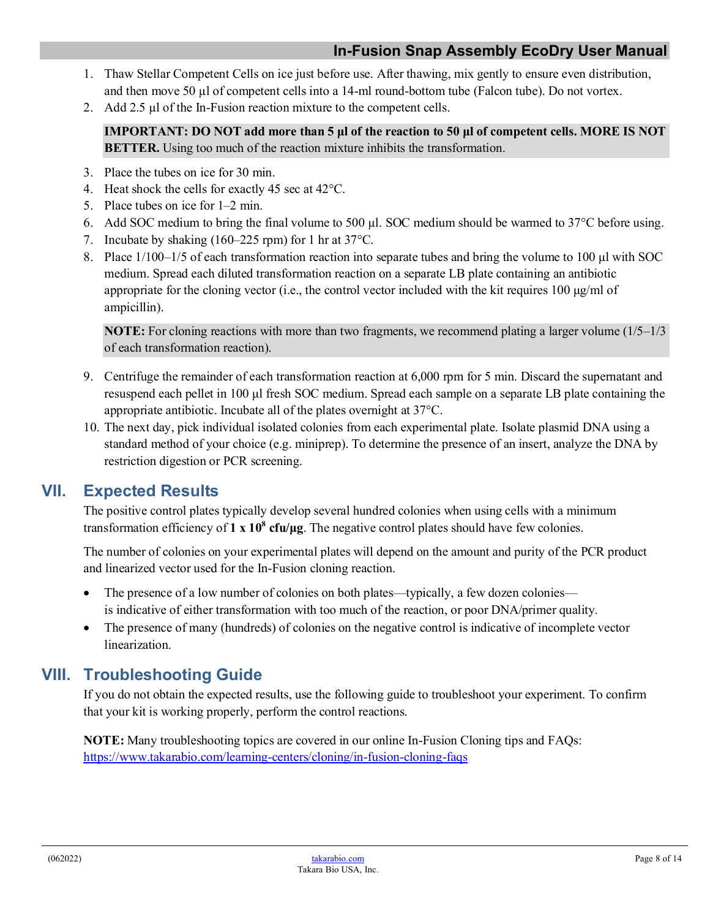1. Thaw Stellar Competent Cells on ice just before use. After thawing, mix gently to ensure even distribution, and then move 50 µl of competent cells into a 14-ml round-bottom tube (Falcon tube). Do not vortex.
2. Add 2.5 µl of the In-Fusion reaction mixture to the competent cells.

   **IMPORTANT: DO NOT add more than 5 µl of the reaction to 50 µl of competent cells. MORE IS NOT BETTER.** Using too much of the reaction mixture inhibits the transformation.

3. Place the tubes on ice for 30 min.
4. Heat shock the cells for exactly 45 sec at 42°C.
5. Place tubes on ice for 1–2 min.
6. Add SOC medium to bring the final volume to 500 µl. SOC medium should be warmed to 37°C before using.
7. Incubate by shaking (160–225 rpm) for 1 hr at 37°C.
8. Place 1/100–1/5 of each transformation reaction into separate tubes and bring the volume to 100 µl with SOC medium. Spread each diluted transformation reaction on a separate LB plate containing an antibiotic appropriate for the cloning vector (i.e., the control vector included with the kit requires 100 µg/ml of ampicillin).

   **NOTE:** For cloning reactions with more than two fragments, we recommend plating a larger volume (1/5–1/3 of each transformation reaction).

9. Centrifuge the remainder of each transformation reaction at 6,000 rpm for 5 min. Discard the supernatant and resuspend each pellet in 100 µl fresh SOC medium. Spread each sample on a separate LB plate containing the appropriate antibiotic. Incubate all of the plates overnight at 37°C.
10. The next day, pick individual isolated colonies from each experimental plate. Isolate plasmid DNA using a standard method of your choice (e.g. miniprep). To determine the presence of an insert, analyze the DNA by restriction digestion or PCR screening.

## VII. Expected Results

The positive control plates typically develop several hundred colonies when using cells with a minimum transformation efficiency of **$1 \times 10^8$ cfu/µg**. The negative control plates should have few colonies.

The number of colonies on your experimental plates will depend on the amount and purity of the PCR product and linearized vector used for the In-Fusion cloning reaction.

- The presence of a low number of colonies on both plates—typically, a few dozen colonies—is indicative of either transformation with too much of the reaction, or poor DNA/primer quality.
- The presence of many (hundreds) of colonies on the negative control is indicative of incomplete vector linearization.

## VIII. Troubleshooting Guide

If you do not obtain the expected results, use the following guide to troubleshoot your experiment. To confirm that your kit is working properly, perform the control reactions.

**NOTE:** Many troubleshooting topics are covered in our online In-Fusion Cloning tips and FAQs: https://www.takarabio.com/learning-centers/cloning/in-fusion-cloning-faqs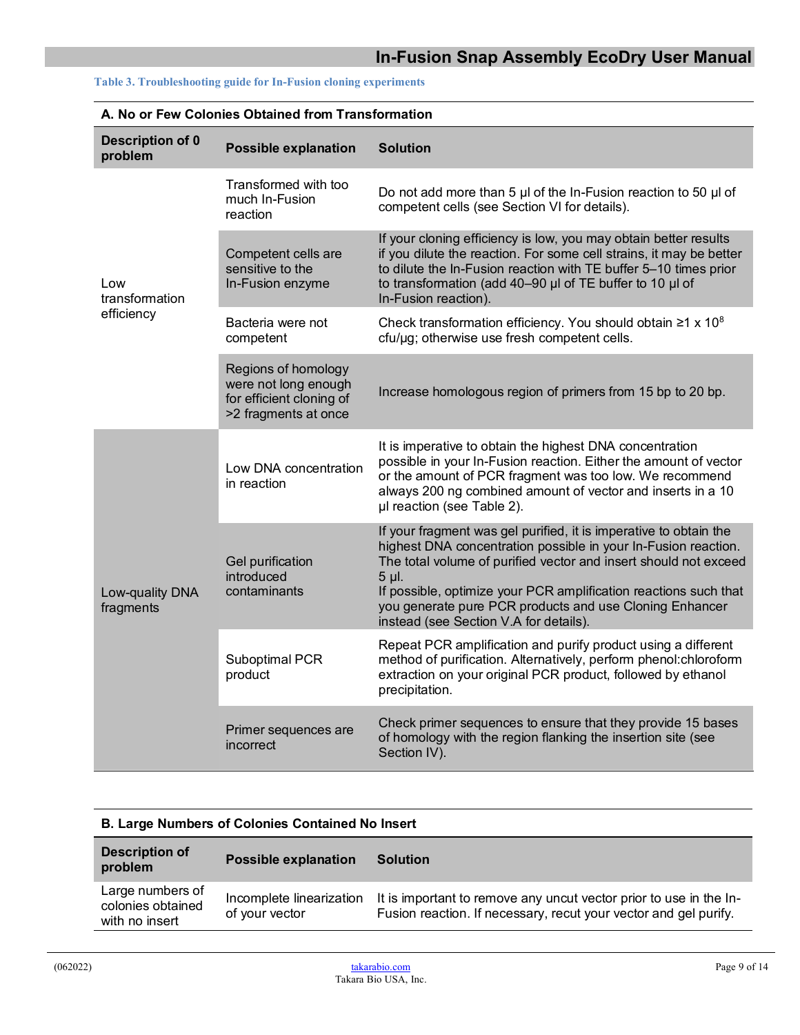**Table 3. Troubleshooting guide for In-Fusion cloning experiments**

**A. No or Few Colonies Obtained from Transformation**

| Description of 0 problem | Possible explanation | Solution |
|---|---|---|
| Low transformation efficiency | Transformed with too much In-Fusion reaction | Do not add more than 5 µl of the In-Fusion reaction to 50 µl of competent cells (see Section VI for details). |
| | Competent cells are sensitive to the In-Fusion enzyme | If your cloning efficiency is low, you may obtain better results if you dilute the reaction. For some cell strains, it may be better to dilute the In-Fusion reaction with TE buffer 5–10 times prior to transformation (add 40–90 µl of TE buffer to 10 µl of In-Fusion reaction). |
| | Bacteria were not competent | Check transformation efficiency. You should obtain ≥1 x $10^8$ cfu/µg; otherwise use fresh competent cells. |
| | Regions of homology were not long enough for efficient cloning of >2 fragments at once | Increase homologous region of primers from 15 bp to 20 bp. |
| Low-quality DNA fragments | Low DNA concentration in reaction | It is imperative to obtain the highest DNA concentration possible in your In-Fusion reaction. Either the amount of vector or the amount of PCR fragment was too low. We recommend always 200 ng combined amount of vector and inserts in a 10 µl reaction (see Table 2). |
| | Gel purification introduced contaminants | If your fragment was gel purified, it is imperative to obtain the highest DNA concentration possible in your In-Fusion reaction. The total volume of purified vector and insert should not exceed 5 µl. If possible, optimize your PCR amplification reactions such that you generate pure PCR products and use Cloning Enhancer instead (see Section V.A for details). |
| | Suboptimal PCR product | Repeat PCR amplification and purify product using a different method of purification. Alternatively, perform phenol:chloroform extraction on your original PCR product, followed by ethanol precipitation. |
| | Primer sequences are incorrect | Check primer sequences to ensure that they provide 15 bases of homology with the region flanking the insertion site (see Section IV). |

**B. Large Numbers of Colonies Contained No Insert**

| Description of problem | Possible explanation | Solution |
|---|---|---|
| Large numbers of colonies obtained with no insert | Incomplete linearization of your vector | It is important to remove any uncut vector prior to use in the In-Fusion reaction. If necessary, recut your vector and gel purify. |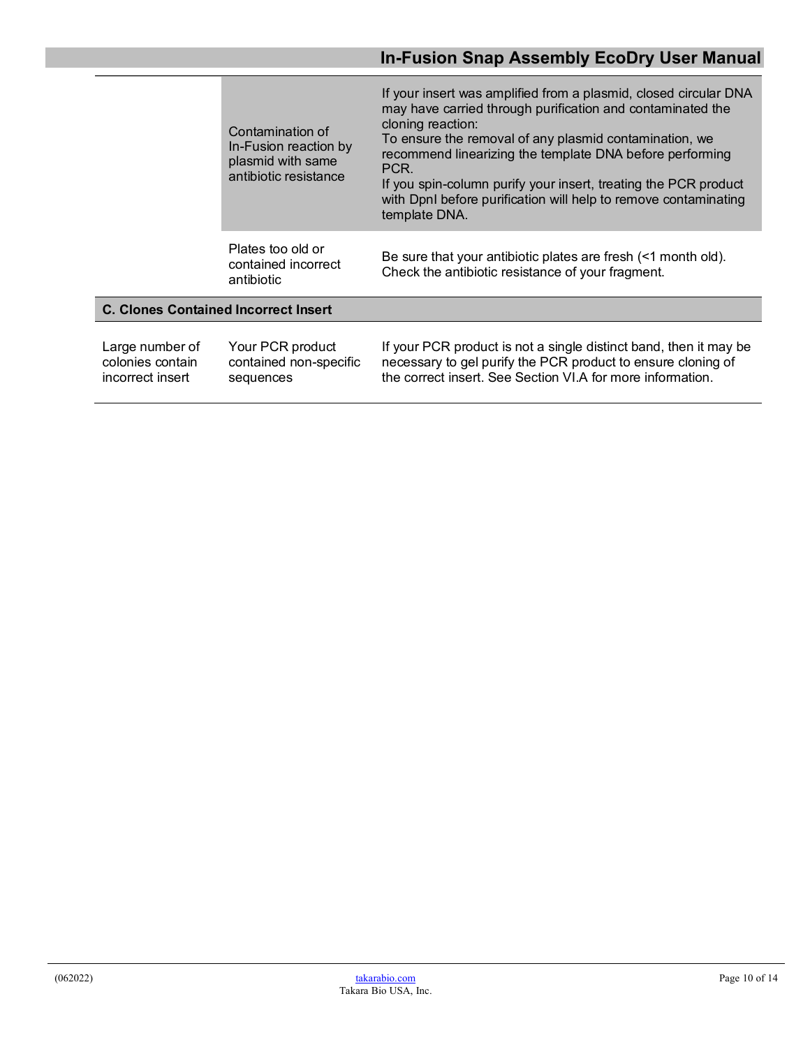| | | |
|---|---|---|
| | Contamination of In-Fusion reaction by plasmid with same antibiotic resistance | If your insert was amplified from a plasmid, closed circular DNA may have carried through purification and contaminated the cloning reaction:<br>To ensure the removal of any plasmid contamination, we recommend linearizing the template DNA before performing PCR.<br>If you spin-column purify your insert, treating the PCR product with DpnI before purification will help to remove contaminating template DNA. |
| | Plates too old or contained incorrect antibiotic | Be sure that your antibiotic plates are fresh (<1 month old). Check the antibiotic resistance of your fragment. |
| **C. Clones Contained Incorrect Insert** | | |
| Large number of colonies contain incorrect insert | Your PCR product contained non-specific sequences | If your PCR product is not a single distinct band, then it may be necessary to gel purify the PCR product to ensure cloning of the correct insert. See Section VI.A for more information. |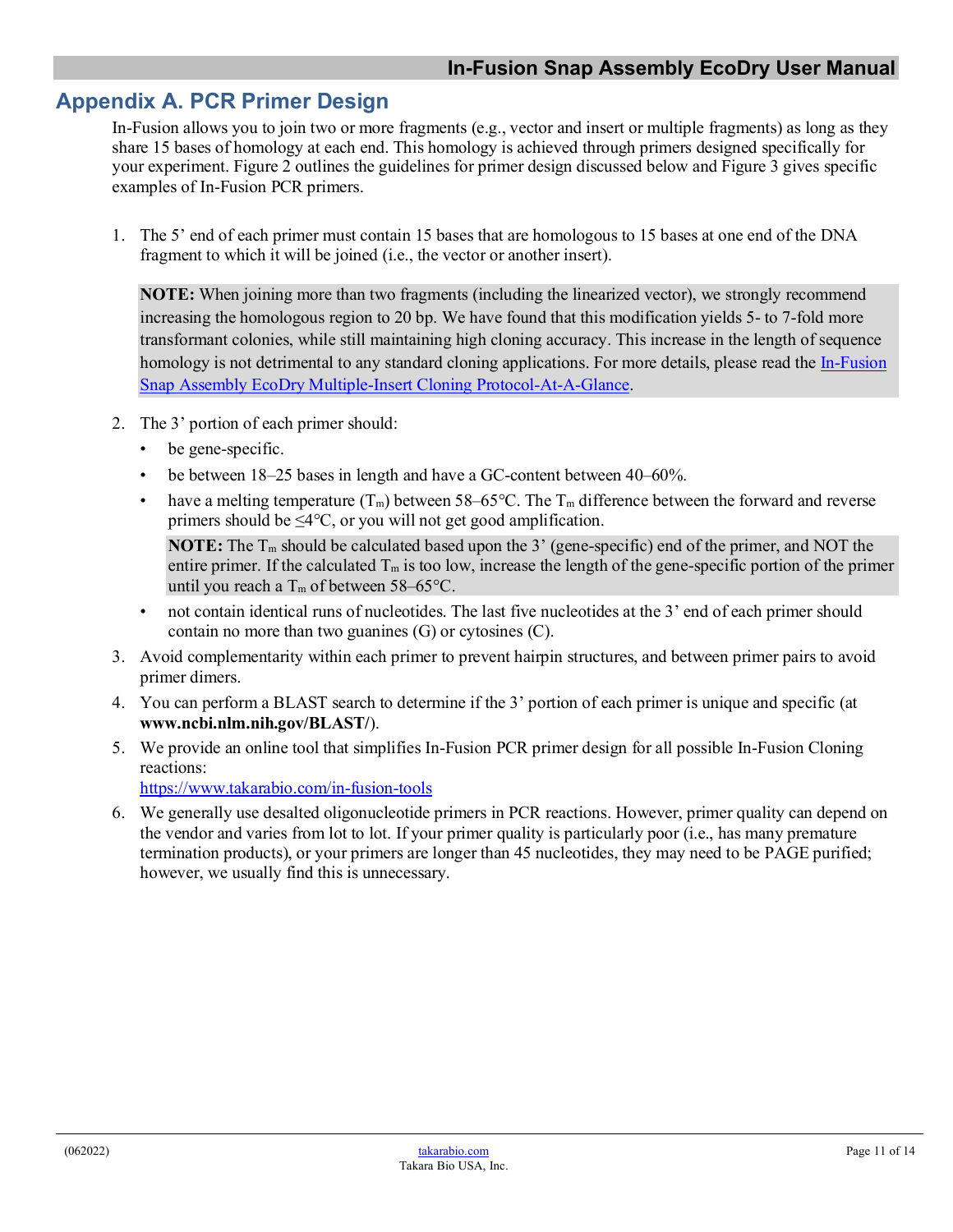## Appendix A. PCR Primer Design

In-Fusion allows you to join two or more fragments (e.g., vector and insert or multiple fragments) as long as they share 15 bases of homology at each end. This homology is achieved through primers designed specifically for your experiment. Figure 2 outlines the guidelines for primer design discussed below and Figure 3 gives specific examples of In-Fusion PCR primers.

1. The 5' end of each primer must contain 15 bases that are homologous to 15 bases at one end of the DNA fragment to which it will be joined (i.e., the vector or another insert).

   **NOTE:** When joining more than two fragments (including the linearized vector), we strongly recommend increasing the homologous region to 20 bp. We have found that this modification yields 5- to 7-fold more transformant colonies, while still maintaining high cloning accuracy. This increase in the length of sequence homology is not detrimental to any standard cloning applications. For more details, please read the In-Fusion Snap Assembly EcoDry Multiple-Insert Cloning Protocol-At-A-Glance.

2. The 3' portion of each primer should:
   - be gene-specific.
   - be between 18–25 bases in length and have a GC-content between 40–60%.
   - have a melting temperature ($T_m$) between 58–65°C. The $T_m$ difference between the forward and reverse primers should be ≤4°C, or you will not get good amplification.

     **NOTE:** The $T_m$ should be calculated based upon the 3' (gene-specific) end of the primer, and NOT the entire primer. If the calculated $T_m$ is too low, increase the length of the gene-specific portion of the primer until you reach a $T_m$ of between 58–65°C.
   - not contain identical runs of nucleotides. The last five nucleotides at the 3' end of each primer should contain no more than two guanines (G) or cytosines (C).
3. Avoid complementarity within each primer to prevent hairpin structures, and between primer pairs to avoid primer dimers.
4. You can perform a BLAST search to determine if the 3' portion of each primer is unique and specific (at **www.ncbi.nlm.nih.gov/BLAST/**).
5. We provide an online tool that simplifies In-Fusion PCR primer design for all possible In-Fusion Cloning reactions:
   https://www.takarabio.com/in-fusion-tools
6. We generally use desalted oligonucleotide primers in PCR reactions. However, primer quality can depend on the vendor and varies from lot to lot. If your primer quality is particularly poor (i.e., has many premature termination products), or your primers are longer than 45 nucleotides, they may need to be PAGE purified; however, we usually find this is unnecessary.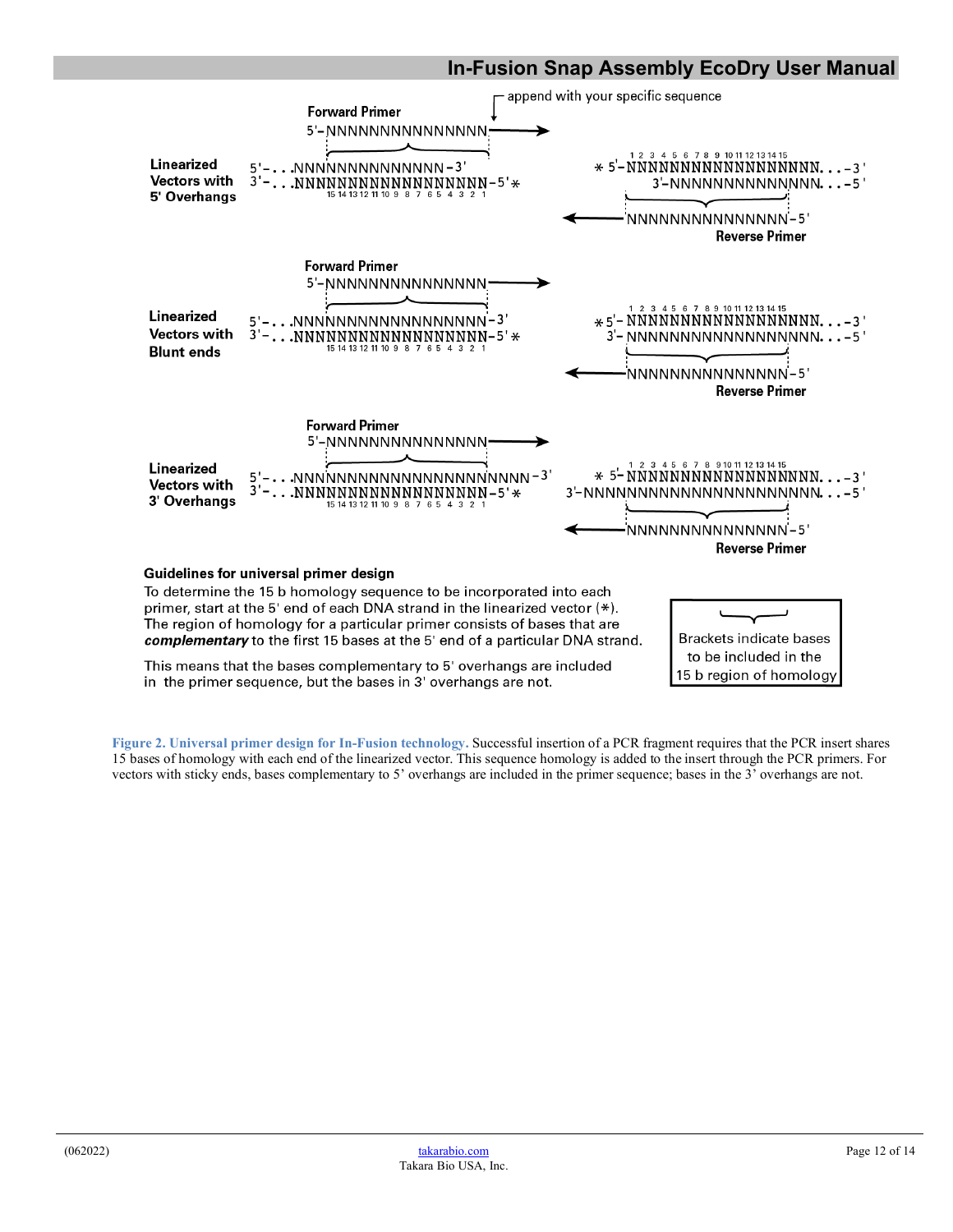Forward Primer

5'-NNNNNNNNNNNNNNN → append with your specific sequence

**Linearized Vectors with 5' Overhangs**

5'-. . .NNNNNNNNNNNNNNN-3'
3'-. . .NNNNNNNNNNNNNNNNNNN-5' *

* 5'-NNNNNNNNNNNNNNNNNNN. . .-3'
3'-NNNNNNNNNNNNNNN. . .-5'

NNNNNNNNNNNNNNN-5'
Reverse Primer

Forward Primer

5'-NNNNNNNNNNNNNNN

**Linearized Vectors with Blunt ends**

5'-. . .NNNNNNNNNNNNNNNNNNN-3'
3'-. . .NNNNNNNNNNNNNNNNNNN-5' *

* 5'-NNNNNNNNNNNNNNNNNNN. . .-3'
3'-NNNNNNNNNNNNNNNNNNN. . .-5'

NNNNNNNNNNNNNNN-5'
Reverse Primer

Forward Primer

5'-NNNNNNNNNNNNNNN

**Linearized Vectors with 3' Overhangs**

5'-. . .NNNNNNNNNNNNNNNNNNNNNNN-3'
3'-. . .NNNNNNNNNNNNNNNNNNN-5' *

* 5'-NNNNNNNNNNNNNNNNNNN. . .-3'
3'-NNNNNNNNNNNNNNNNNNNNNNN. . .-5'

NNNNNNNNNNNNNNN-5'
Reverse Primer

**Guidelines for universal primer design**

To determine the 15 b homology sequence to be incorporated into each primer, start at the 5' end of each DNA strand in the linearized vector (*). The region of homology for a particular primer consists of bases that are ***complementary*** to the first 15 bases at the 5' end of a particular DNA strand.

This means that the bases complementary to 5' overhangs are included in the primer sequence, but the bases in 3' overhangs are not.

Brackets indicate bases to be included in the 15 b region of homology

**Figure 2. Universal primer design for In-Fusion technology.** Successful insertion of a PCR fragment requires that the PCR insert shares 15 bases of homology with each end of the linearized vector. This sequence homology is added to the insert through the PCR primers. For vectors with sticky ends, bases complementary to 5' overhangs are included in the primer sequence; bases in the 3' overhangs are not.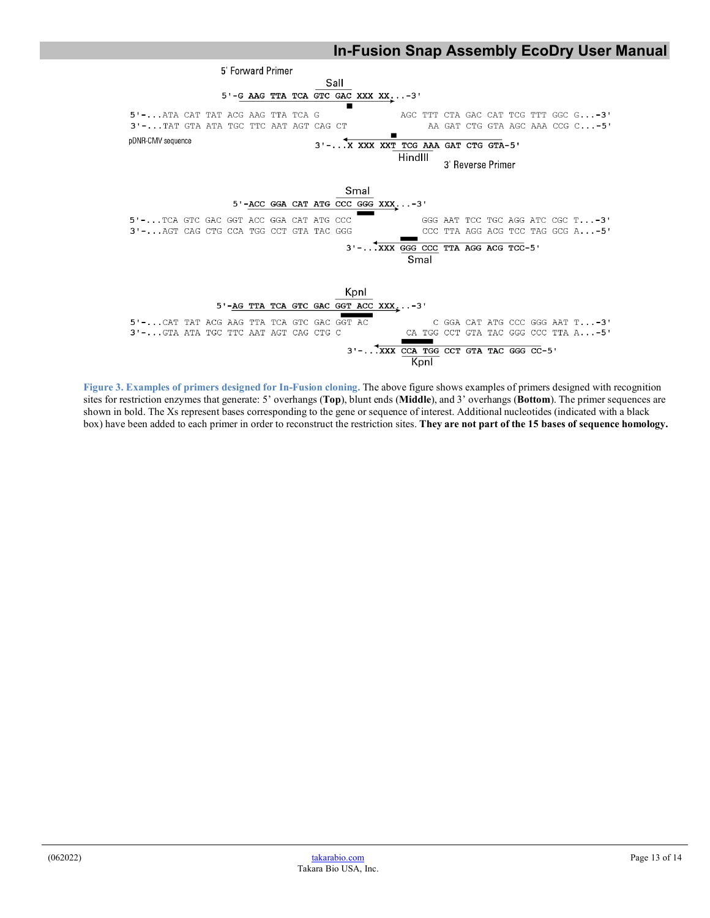5' Forward Primer

SalI

```
               5'-G AAG TTA TCA GTC GAC XXX XX...-3'
5'-...ATA CAT TAT ACG AAG TTA TCA G              AGC TTT CTA GAC CAT TCG TTT GGC G...-3'
3'-...TAT GTA ATA TGC TTC AAT AGT CAG CT            AA GAT CTG GTA AGC AAA CCG C...-5'
pDNR-CMV sequence
                                      3'-...X XXX XXT TCG AAA GAT CTG GTA-5'
```

HindIII

3' Reverse Primer

SmaI

```
                  5'-ACC GGA CAT ATG CCC GGG XXX...-3'
5'-...TCA GTC GAC GGT ACC GGA CAT ATG CCC         GGG AAT TCC TGC AGG ATC CGC T...-3'
3'-...AGT CAG CTG CCA TGG CCT GTA TAC GGG         CCC TTA AGG ACG TCC TAG GCG A...-5'
                                  3'-...XXX GGG CCC TTA AGG ACG TCC-5'
```

SmaI

KpnI

```
             5'-AG TTA TCA GTC GAC GGT ACC XXX...-3'
5'-...CAT TAT ACG AAG TTA TCA GTC GAC GGT AC          C GGA CAT ATG CCC GGG AAT T...-3'
3'-...GTA ATA TGC TTC AAT AGT CAG CTG C            CA TGG CCT GTA TAC GGG CCC TTA A...-5'
                                  3'-...XXX CCA TGG CCT GTA TAC GGG CC-5'
```

KpnI

**Figure 3. Examples of primers designed for In-Fusion cloning.** The above figure shows examples of primers designed with recognition sites for restriction enzymes that generate: 5' overhangs (**Top**), blunt ends (**Middle**), and 3' overhangs (**Bottom**). The primer sequences are shown in bold. The Xs represent bases corresponding to the gene or sequence of interest. Additional nucleotides (indicated with a black box) have been added to each primer in order to reconstruct the restriction sites. **They are not part of the 15 bases of sequence homology.**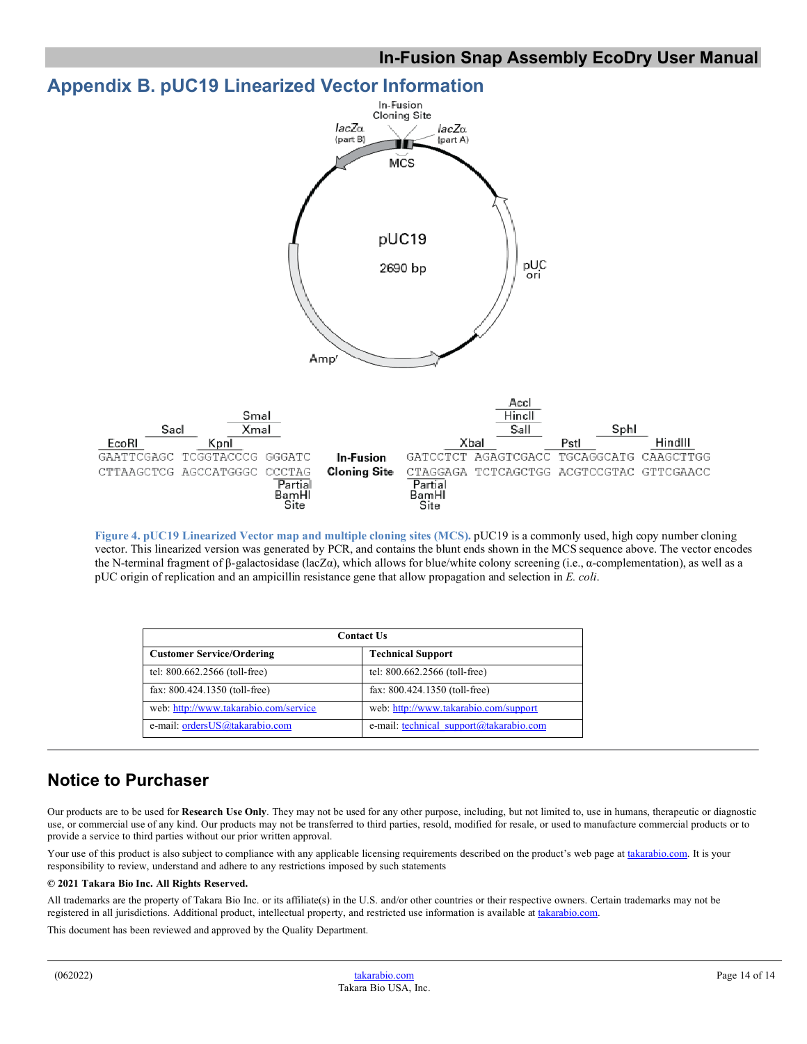## Appendix B. pUC19 Linearized Vector Information

In-Fusion Cloning Site
lacZα (part B)
lacZα (part A)
MCS
pUC19
2690 bp
pUC ori
Amp^r

EcoRI SacI KpnI SmaI XmaI
GAATTCGAGC TCGGTACCCG GGGATC
CTTAAGCTCG AGCCATGGGC CCCTAG
Partial BamHI Site

In-Fusion Cloning Site

XbaI AccI HincII SalI PstI SphI HindIII
GATCCTCT AGAGTCGACC TGCAGGCATG CAAGCTTGG
CTAGGAGA TCTCAGCTGG ACGTCCGTAC GTTCGAACC
Partial BamHI Site

**Figure 4. pUC19 Linearized Vector map and multiple cloning sites (MCS).** pUC19 is a commonly used, high copy number cloning vector. This linearized version was generated by PCR, and contains the blunt ends shown in the MCS sequence above. The vector encodes the N-terminal fragment of β-galactosidase (lacZα), which allows for blue/white colony screening (i.e., α-complementation), as well as a pUC origin of replication and an ampicillin resistance gene that allow propagation and selection in *E. coli*.

| Contact Us | |
|---|---|
| **Customer Service/Ordering** | **Technical Support** |
| tel: 800.662.2566 (toll-free) | tel: 800.662.2566 (toll-free) |
| fax: 800.424.1350 (toll-free) | fax: 800.424.1350 (toll-free) |
| web: http://www.takarabio.com/service | web: http://www.takarabio.com/support |
| e-mail: ordersUS@takarabio.com | e-mail: technical_support@takarabio.com |

## Notice to Purchaser

Our products are to be used for **Research Use Only**. They may not be used for any other purpose, including, but not limited to, use in humans, therapeutic or diagnostic use, or commercial use of any kind. Our products may not be transferred to third parties, resold, modified for resale, or used to manufacture commercial products or to provide a service to third parties without our prior written approval.

Your use of this product is also subject to compliance with any applicable licensing requirements described on the product's web page at takarabio.com. It is your responsibility to review, understand and adhere to any restrictions imposed by such statements

**© 2021 Takara Bio Inc. All Rights Reserved.**

All trademarks are the property of Takara Bio Inc. or its affiliate(s) in the U.S. and/or other countries or their respective owners. Certain trademarks may not be registered in all jurisdictions. Additional product, intellectual property, and restricted use information is available at takarabio.com.

This document has been reviewed and approved by the Quality Department.